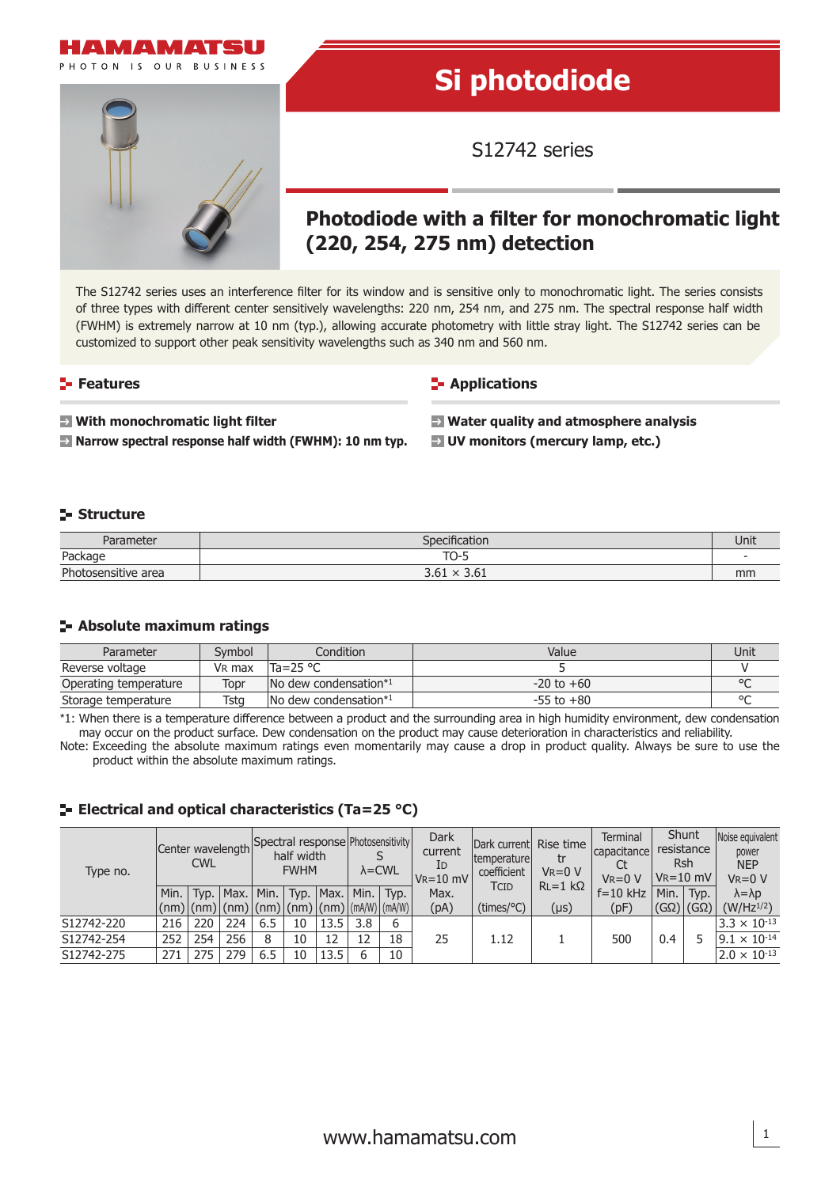HAMAMATSU

PHOTON IS OUR BUSINESS

# Si photodiode

S12742 series

## Photodiode with a filter for monochromatic light (220, 254, 275 nm) detection

The S12742 series uses an interference filter for its window and is sensitive only to monochromatic light. The series consists of three types with different center sensitively wavelengths: 220 nm, 254 nm, and 275 nm. The spectral response half width (FWHM) is extremely narrow at 10 nm (typ.), allowing accurate photometry with little stray light. The S12742 series can be customized to support other peak sensitivity wavelengths such as 340 nm and 560 nm.

### Features

- **With monochromatic light filter**
- **Narrow spectral response half width (FWHM): 10 nm typ.**

### Applications

- **Water quality and atmosphere analysis**
- **UV monitors (mercury lamp, etc.)**

### Structure

| Parameter | Specification | Unit |
|---|---|---|
| Package | TO-5 | - |
| Photosensitive area | 3.61 × 3.61 | mm |

### Absolute maximum ratings

| Parameter | Symbol | Condition | Value | Unit |
|---|---|---|---|---|
| Reverse voltage | $V_R$ max | Ta=25 °C | 5 | V |
| Operating temperature | Topr | No dew condensation*1 | -20 to +60 | °C |
| Storage temperature | Tstg | No dew condensation*1 | -55 to +80 | °C |

*1: When there is a temperature difference between a product and the surrounding area in high humidity environment, dew condensation may occur on the product surface. Dew condensation on the product may cause deterioration in characteristics and reliability.

Note: Exceeding the absolute maximum ratings even momentarily may cause a drop in product quality. Always be sure to use the product within the absolute maximum ratings.

### Electrical and optical characteristics (Ta=25 °C)

| Type no. | Center wavelength CWL | | | Spectral response half width FWHM | | | Photosensitivity S λ=CWL | | Dark current $I_D$ $V_R$=10 mV | Dark current temperature coefficient TCID | Rise time tr $V_R$=0 V $R_L$=1 kΩ | Terminal capacitance Ct $V_R$=0 V f=10 kHz | Shunt resistance Rsh $V_R$=10 mV | | Noise equivalent power NEP $V_R$=0 V λ=λp |
|---|---|---|---|---|---|---|---|---|---|---|---|---|---|---|---|
| | Min. (nm) | Typ. (nm) | Max. (nm) | Min. (nm) | Typ. (nm) | Max. (nm) | Min. (mA/W) | Typ. (mA/W) | Max. (pA) | (times/°C) | (μs) | (pF) | Min. (GΩ) | Typ. (GΩ) | (W/Hz$^{1/2}$) |
| S12742-220 | 216 | 220 | 224 | 6.5 | 10 | 13.5 | 3.8 | 6 | 25 | 1.12 | 1 | 500 | 0.4 | 5 | $3.3 \times 10^{-13}$ |
| S12742-254 | 252 | 254 | 256 | 8 | 10 | 12 | 12 | 18 | 25 | 1.12 | 1 | 500 | 0.4 | 5 | $9.1 \times 10^{-14}$ |
| S12742-275 | 271 | 275 | 279 | 6.5 | 10 | 13.5 | 6 | 10 | 25 | 1.12 | 1 | 500 | 0.4 | 5 | $2.0 \times 10^{-13}$ |

www.hamamatsu.com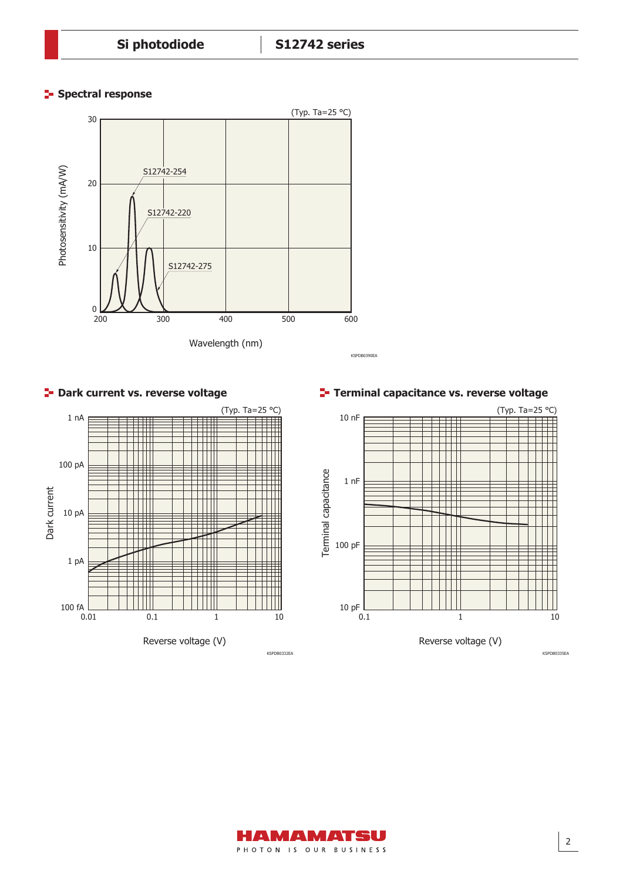## Spectral response

(Typ. Ta=25 °C)

Photosensitivity (mA/W)

S12742-254

S12742-220

S12742-275

Wavelength (nm)

KSPDB0390EA

## Dark current vs. reverse voltage

(Typ. Ta=25 °C)

Dark current

Reverse voltage (V)

KSPDB0332EA

## Terminal capacitance vs. reverse voltage

(Typ. Ta=25 °C)

Terminal capacitance

Reverse voltage (V)

KSPDB0335EA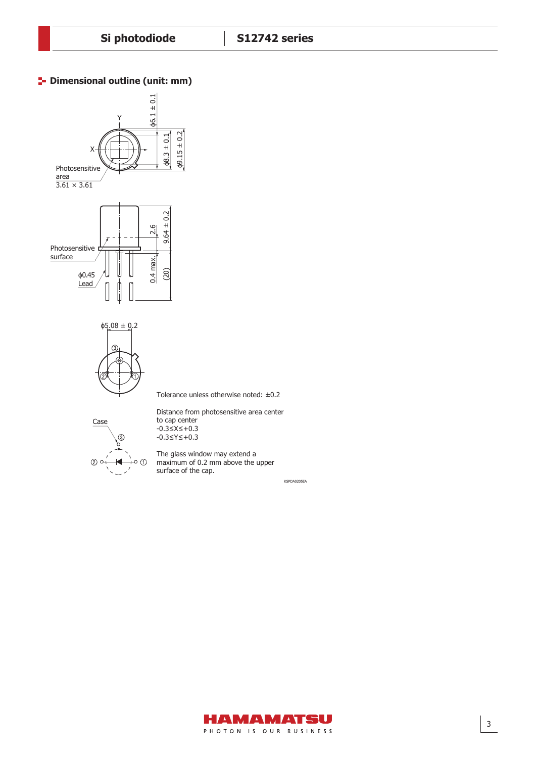## Dimensional outline (unit: mm)

Photosensitive area 3.61 × 3.61

Photosensitive surface

ϕ0.45 Lead

ϕ6.1 ± 0.1

ϕ8.3 ± 0.1

ϕ9.15 ± 0.2

2.6

9.64 ± 0.2

0.4 max.

(20)

ϕ5.08 ± 0.2

Case

Tolerance unless otherwise noted: ±0.2

Distance from photosensitive area center to cap center
-0.3≤X≤+0.3
-0.3≤Y≤+0.3

The glass window may extend a maximum of 0.2 mm above the upper surface of the cap.

KSPDA0205EA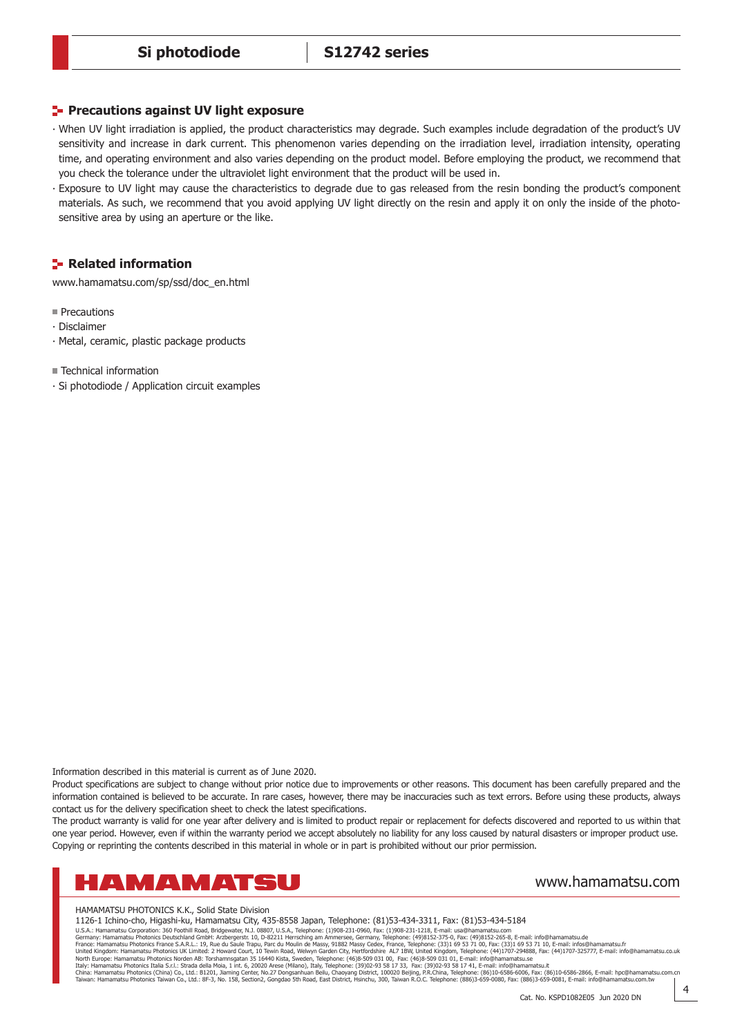## Precautions against UV light exposure

· When UV light irradiation is applied, the product characteristics may degrade. Such examples include degradation of the product's UV sensitivity and increase in dark current. This phenomenon varies depending on the irradiation level, irradiation intensity, operating time, and operating environment and also varies depending on the product model. Before employing the product, we recommend that you check the tolerance under the ultraviolet light environment that the product will be used in.

· Exposure to UV light may cause the characteristics to degrade due to gas released from the resin bonding the product's component materials. As such, we recommend that you avoid applying UV light directly on the resin and apply it on only the inside of the photosensitive area by using an aperture or the like.

## Related information

www.hamamatsu.com/sp/ssd/doc_en.html

■ Precautions
· Disclaimer
· Metal, ceramic, plastic package products

■ Technical information
· Si photodiode / Application circuit examples

Information described in this material is current as of June 2020.

Product specifications are subject to change without prior notice due to improvements or other reasons. This document has been carefully prepared and the information contained is believed to be accurate. In rare cases, however, there may be inaccuracies such as text errors. Before using these products, always contact us for the delivery specification sheet to check the latest specifications.

The product warranty is valid for one year after delivery and is limited to product repair or replacement for defects discovered and reported to us within that one year period. However, even if within the warranty period we accept absolutely no liability for any loss caused by natural disasters or improper product use. Copying or reprinting the contents described in this material in whole or in part is prohibited without our prior permission.

HAMAMATSU

www.hamamatsu.com

HAMAMATSU PHOTONICS K.K., Solid State Division
1126-1 Ichino-cho, Higashi-ku, Hamamatsu City, 435-8558 Japan, Telephone: (81)53-434-3311, Fax: (81)53-434-5184
U.S.A.: Hamamatsu Corporation: 360 Foothill Road, Bridgewater, N.J. 08807, U.S.A., Telephone: (1)908-231-0960, Fax: (1)908-231-1218, E-mail: usa@hamamatsu.com
Germany: Hamamatsu Photonics Deutschland GmbH: Arzbergerstr. 10, D-82211 Herrsching am Ammersee, Germany, Telephone: (49)8152-375-0, Fax: (49)8152-265-8, E-mail: info@hamamatsu.de
France: Hamamatsu Photonics France S.A.R.L.: 19, Rue du Saule Trapu, Parc du Moulin de Massy, 91882 Massy Cedex, France, Telephone: (33)1 69 53 71 00, Fax: (33)1 69 53 71 10, E-mail: infos@hamamatsu.fr
United Kingdom: Hamamatsu Photonics UK Limited: 2 Howard Court, 10 Tewin Road, Welwyn Garden City, Hertfordshire AL7 1BW, United Kingdom, Telephone: (44)1707-294888, Fax: (44)1707-325777, E-mail: info@hamamatsu.co.uk
North Europe: Hamamatsu Photonics Norden AB: Torshamnsgatan 35 16440 Kista, Sweden, Telephone: (46)8-509 031 00, Fax: (46)8-509 031 01, E-mail: info@hamamatsu.se
Italy: Hamamatsu Photonics Italia S.r.l.: Strada della Moia, 1 int. 6, 20020 Arese (Milano), Italy, Telephone: (39)02-93 58 17 33, Fax: (39)02-93 58 17 41, E-mail: info@hamamatsu.it
China: Hamamatsu Photonics (China) Co., Ltd.: B1201, Jiaming Center, No.27 Dongsanhuan Beilu, Chaoyang District, 100020 Beijing, P.R.China, Telephone: (86)10-6586-6006, Fax: (86)10-6586-2866, E-mail: hpc@hamamatsu.com.cn
Taiwan: Hamamatsu Photonics Taiwan Co., Ltd.: 8F-3, No. 158, Section2, Gongdao 5th Road, East District, Hsinchu, 300, Taiwan R.O.C. Telephone: (886)3-659-0080, Fax: (886)3-659-0081, E-mail: info@hamamatsu.com.tw

Cat. No. KSPD1082E05 Jun 2020 DN